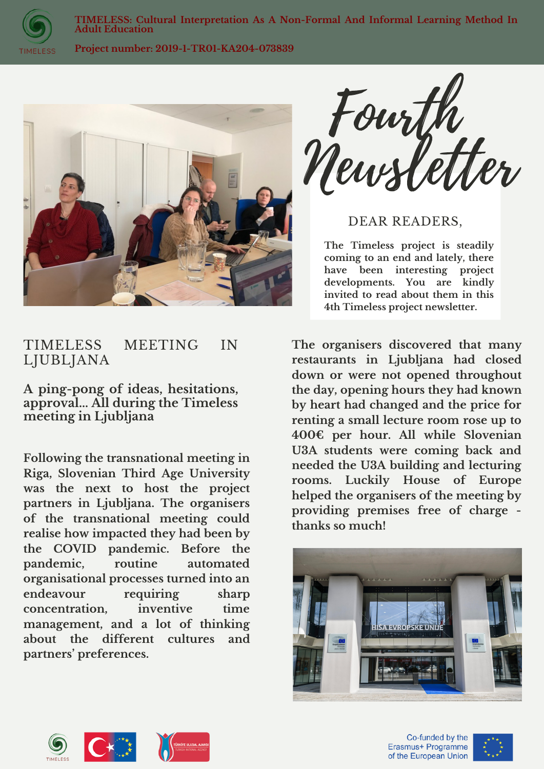**TIMELESS: Cultural Interpretation As A Non-Formal And Informal Learning Method In Adult Education**

**Project number: 2019-1-TR01-KA204-073839**

# Fourth Newsletter

DEAR READERS,

The Timeless project is steadily coming to an end and lately, there have been interesting project developments. You are kindly invited to read about them in this 4th Timeless project newsletter.

## TIMELESS MEETING IN LJUBLJANA

### A ping-pong of ideas, hesitations, approval... All during the Timeless meeting in Ljubljana

Following the transnational meeting in Riga, Slovenian Third Age University was the next to host the project partners in Ljubljana. The organisers of the transnational meeting could realise how impacted they had been by the COVID pandemic. Before the pandemic, routine automated organisational processes turned into an endeavour requiring sharp concentration, inventive time management, and a lot of thinking about the different cultures and partners' preferences.

The organisers discovered that many restaurants in Ljubljana had closed down or were not opened throughout the day, opening hours they had known by heart had changed and the price for renting a small lecture room rose up to 400€ per hour. All while Slovenian U3A students were coming back and needed the U3A building and lecturing rooms. Luckily House of Europe helped the organisers of the meeting by providing premises free of charge - thanks so much!

Co-funded by the Erasmus+ Programme of the European Union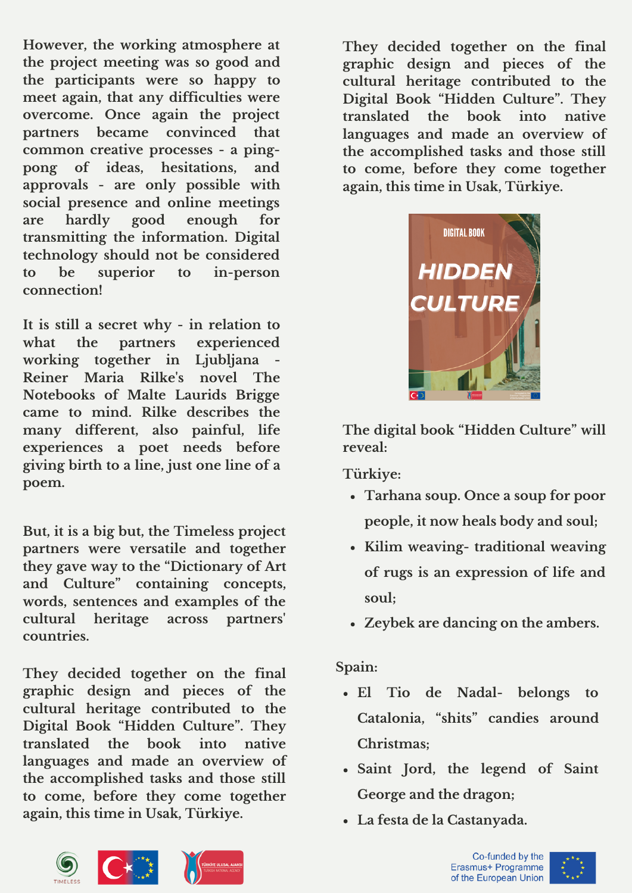However, the working atmosphere at the project meeting was so good and the participants were so happy to meet again, that any difficulties were overcome. Once again the project partners became convinced that common creative processes - a ping-pong of ideas, hesitations, and approvals - are only possible with social presence and online meetings are hardly good enough for transmitting the information. Digital technology should not be considered to be superior to in-person connection!

It is still a secret why - in relation to what the partners experienced working together in Ljubljana - Reiner Maria Rilke's novel The Notebooks of Malte Laurids Brigge came to mind. Rilke describes the many different, also painful, life experiences a poet needs before giving birth to a line, just one line of a poem.

But, it is a big but, the Timeless project partners were versatile and together they gave way to the "Dictionary of Art and Culture" containing concepts, words, sentences and examples of the cultural heritage across partners' countries.

They decided together on the final graphic design and pieces of the cultural heritage contributed to the Digital Book "Hidden Culture". They translated the book into native languages and made an overview of the accomplished tasks and those still to come, before they come together again, this time in Usak, Türkiye.

They decided together on the final graphic design and pieces of the cultural heritage contributed to the Digital Book "Hidden Culture". They translated the book into native languages and made an overview of the accomplished tasks and those still to come, before they come together again, this time in Usak, Türkiye.

The digital book "Hidden Culture" will reveal:

Türkiye:

- Tarhana soup. Once a soup for poor people, it now heals body and soul;
- Kilim weaving- traditional weaving of rugs is an expression of life and soul;
- Zeybek are dancing on the ambers.

Spain:

- El Tio de Nadal- belongs to Catalonia, "shits" candies around Christmas;
- Saint Jord, the legend of Saint George and the dragon;
- La festa de la Castanyada.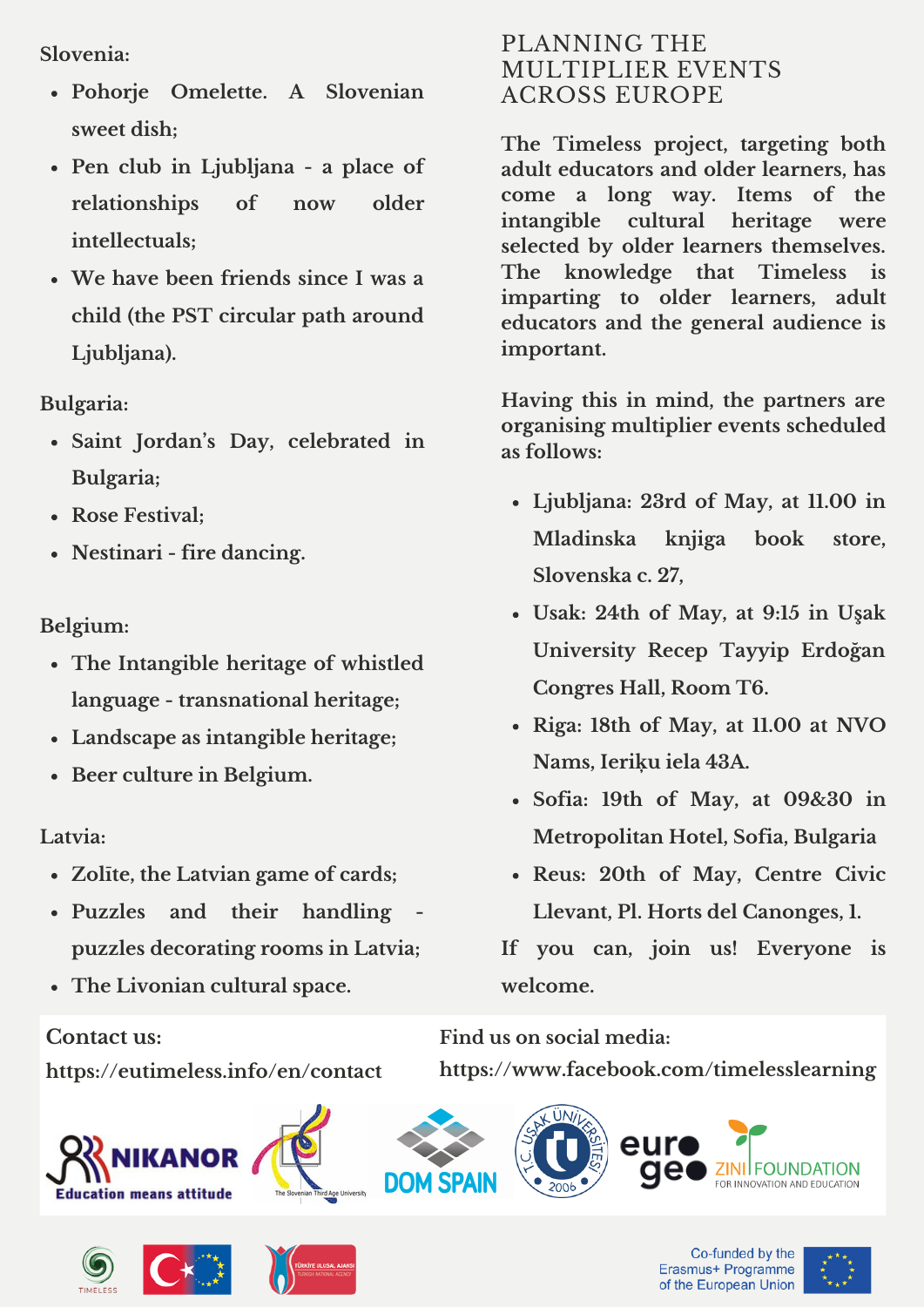Slovenia:

- Pohorje Omelette. A Slovenian sweet dish;
- Pen club in Ljubljana - a place of relationships of now older intellectuals;
- We have been friends since I was a child (the PST circular path around Ljubljana).

Bulgaria:

- Saint Jordan's Day, celebrated in Bulgaria;
- Rose Festival;
- Nestinari - fire dancing.

Belgium:

- The Intangible heritage of whistled language - transnational heritage;
- Landscape as intangible heritage;
- Beer culture in Belgium.

Latvia:

- Zolīte, the Latvian game of cards;
- Puzzles and their handling - puzzles decorating rooms in Latvia;
- The Livonian cultural space.

## PLANNING THE MULTIPLIER EVENTS ACROSS EUROPE

The Timeless project, targeting both adult educators and older learners, has come a long way. Items of the intangible cultural heritage were selected by older learners themselves. The knowledge that Timeless is imparting to older learners, adult educators and the general audience is important.

Having this in mind, the partners are organising multiplier events scheduled as follows:

- Ljubljana: 23rd of May, at 11.00 in Mladinska knjiga book store, Slovenska c. 27,
- Usak: 24th of May, at 9:15 in Uşak University Recep Tayyip Erdoğan Congres Hall, Room T6.
- Riga: 18th of May, at 11.00 at NVO Nams, Ieriķu iela 43A.
- Sofia: 19th of May, at 09&30 in Metropolitan Hotel, Sofia, Bulgaria
- Reus: 20th of May, Centre Civic Llevant, Pl. Horts del Canonges, 1.

If you can, join us! Everyone is welcome.

Contact us:
https://eutimeless.info/en/contact

Find us on social media:
https://www.facebook.com/timelesslearning

Co-funded by the Erasmus+ Programme of the European Union